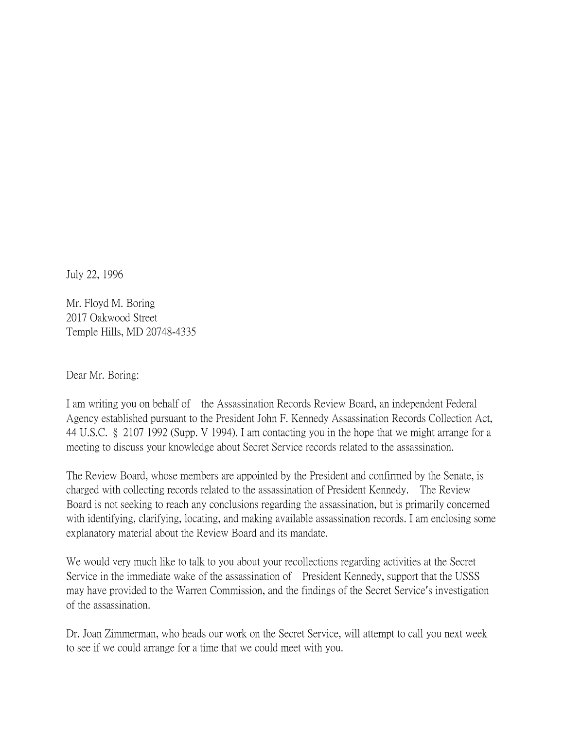July 22, 1996

Mr. Floyd M. Boring
2017 Oakwood Street
Temple Hills, MD 20748-4335

Dear Mr. Boring:

I am writing you on behalf of the Assassination Records Review Board, an independent Federal Agency established pursuant to the President John F. Kennedy Assassination Records Collection Act, 44 U.S.C. § 2107 1992 (Supp. V 1994). I am contacting you in the hope that we might arrange for a meeting to discuss your knowledge about Secret Service records related to the assassination.

The Review Board, whose members are appointed by the President and confirmed by the Senate, is charged with collecting records related to the assassination of President Kennedy. The Review Board is not seeking to reach any conclusions regarding the assassination, but is primarily concerned with identifying, clarifying, locating, and making available assassination records. I am enclosing some explanatory material about the Review Board and its mandate.

We would very much like to talk to you about your recollections regarding activities at the Secret Service in the immediate wake of the assassination of President Kennedy, support that the USSS may have provided to the Warren Commission, and the findings of the Secret Service's investigation of the assassination.

Dr. Joan Zimmerman, who heads our work on the Secret Service, will attempt to call you next week to see if we could arrange for a time that we could meet with you.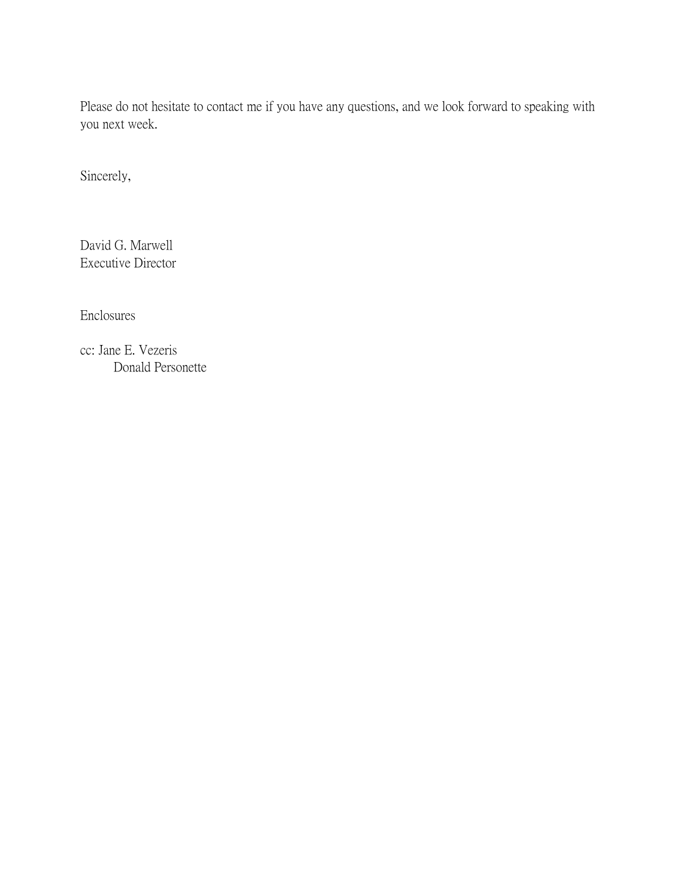Please do not hesitate to contact me if you have any questions, and we look forward to speaking with you next week.

Sincerely,

David G. Marwell
Executive Director

Enclosures

cc: Jane E. Vezeris
Donald Personette